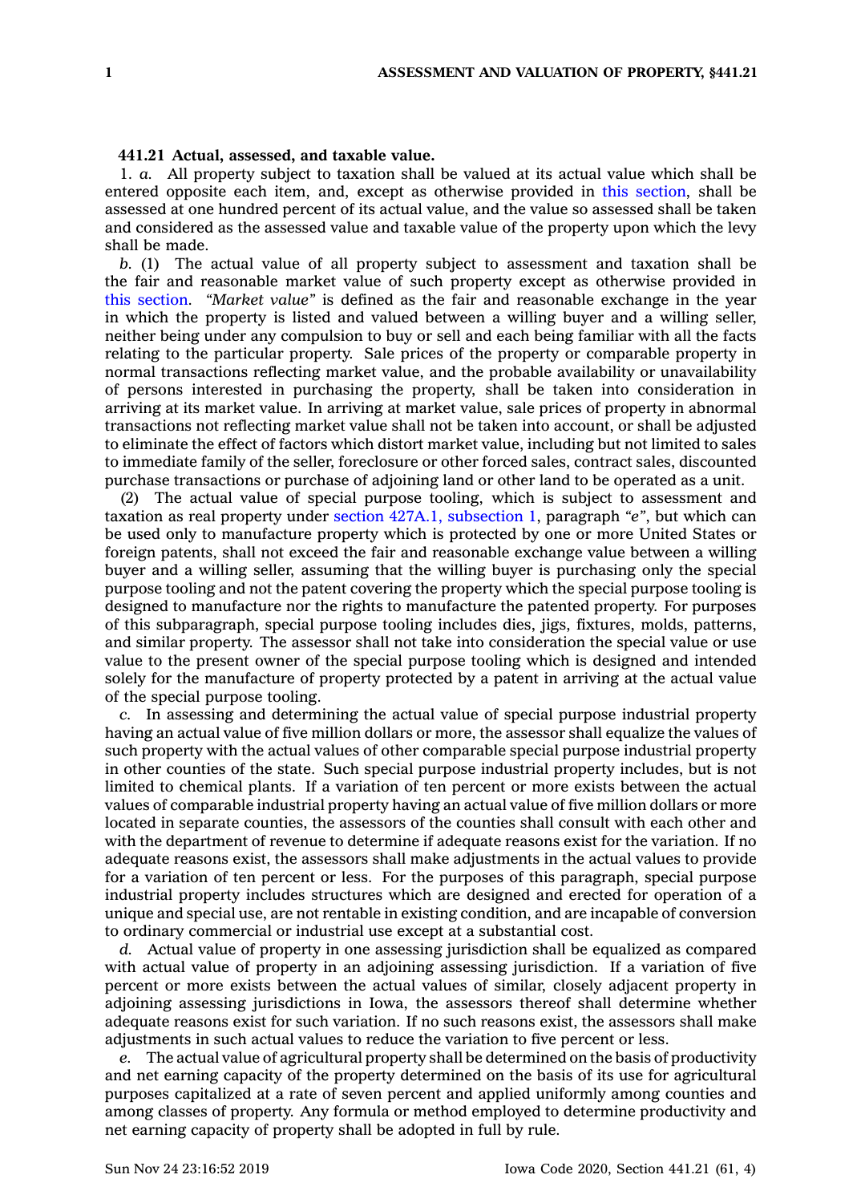**441.21 Actual, assessed, and taxable value.**

1. *a.* All property subject to taxation shall be valued at its actual value which shall be entered opposite each item, and, except as otherwise provided in this section, shall be assessed at one hundred percent of its actual value, and the value so assessed shall be taken and considered as the assessed value and taxable value of the property upon which the levy shall be made.

*b.* (1) The actual value of all property subject to assessment and taxation shall be the fair and reasonable market value of such property except as otherwise provided in this section. *"Market value"* is defined as the fair and reasonable exchange in the year in which the property is listed and valued between a willing buyer and a willing seller, neither being under any compulsion to buy or sell and each being familiar with all the facts relating to the particular property. Sale prices of the property or comparable property in normal transactions reflecting market value, and the probable availability or unavailability of persons interested in purchasing the property, shall be taken into consideration in arriving at its market value. In arriving at market value, sale prices of property in abnormal transactions not reflecting market value shall not be taken into account, or shall be adjusted to eliminate the effect of factors which distort market value, including but not limited to sales to immediate family of the seller, foreclosure or other forced sales, contract sales, discounted purchase transactions or purchase of adjoining land or other land to be operated as a unit.

(2) The actual value of special purpose tooling, which is subject to assessment and taxation as real property under section 427A.1, subsection 1, paragraph *"e"*, but which can be used only to manufacture property which is protected by one or more United States or foreign patents, shall not exceed the fair and reasonable exchange value between a willing buyer and a willing seller, assuming that the willing buyer is purchasing only the special purpose tooling and not the patent covering the property which the special purpose tooling is designed to manufacture nor the rights to manufacture the patented property. For purposes of this subparagraph, special purpose tooling includes dies, jigs, fixtures, molds, patterns, and similar property. The assessor shall not take into consideration the special value or use value to the present owner of the special purpose tooling which is designed and intended solely for the manufacture of property protected by a patent in arriving at the actual value of the special purpose tooling.

*c.* In assessing and determining the actual value of special purpose industrial property having an actual value of five million dollars or more, the assessor shall equalize the values of such property with the actual values of other comparable special purpose industrial property in other counties of the state. Such special purpose industrial property includes, but is not limited to chemical plants. If a variation of ten percent or more exists between the actual values of comparable industrial property having an actual value of five million dollars or more located in separate counties, the assessors of the counties shall consult with each other and with the department of revenue to determine if adequate reasons exist for the variation. If no adequate reasons exist, the assessors shall make adjustments in the actual values to provide for a variation of ten percent or less. For the purposes of this paragraph, special purpose industrial property includes structures which are designed and erected for operation of a unique and special use, are not rentable in existing condition, and are incapable of conversion to ordinary commercial or industrial use except at a substantial cost.

*d.* Actual value of property in one assessing jurisdiction shall be equalized as compared with actual value of property in an adjoining assessing jurisdiction. If a variation of five percent or more exists between the actual values of similar, closely adjacent property in adjoining assessing jurisdictions in Iowa, the assessors thereof shall determine whether adequate reasons exist for such variation. If no such reasons exist, the assessors shall make adjustments in such actual values to reduce the variation to five percent or less.

*e.* The actual value of agricultural property shall be determined on the basis of productivity and net earning capacity of the property determined on the basis of its use for agricultural purposes capitalized at a rate of seven percent and applied uniformly among counties and among classes of property. Any formula or method employed to determine productivity and net earning capacity of property shall be adopted in full by rule.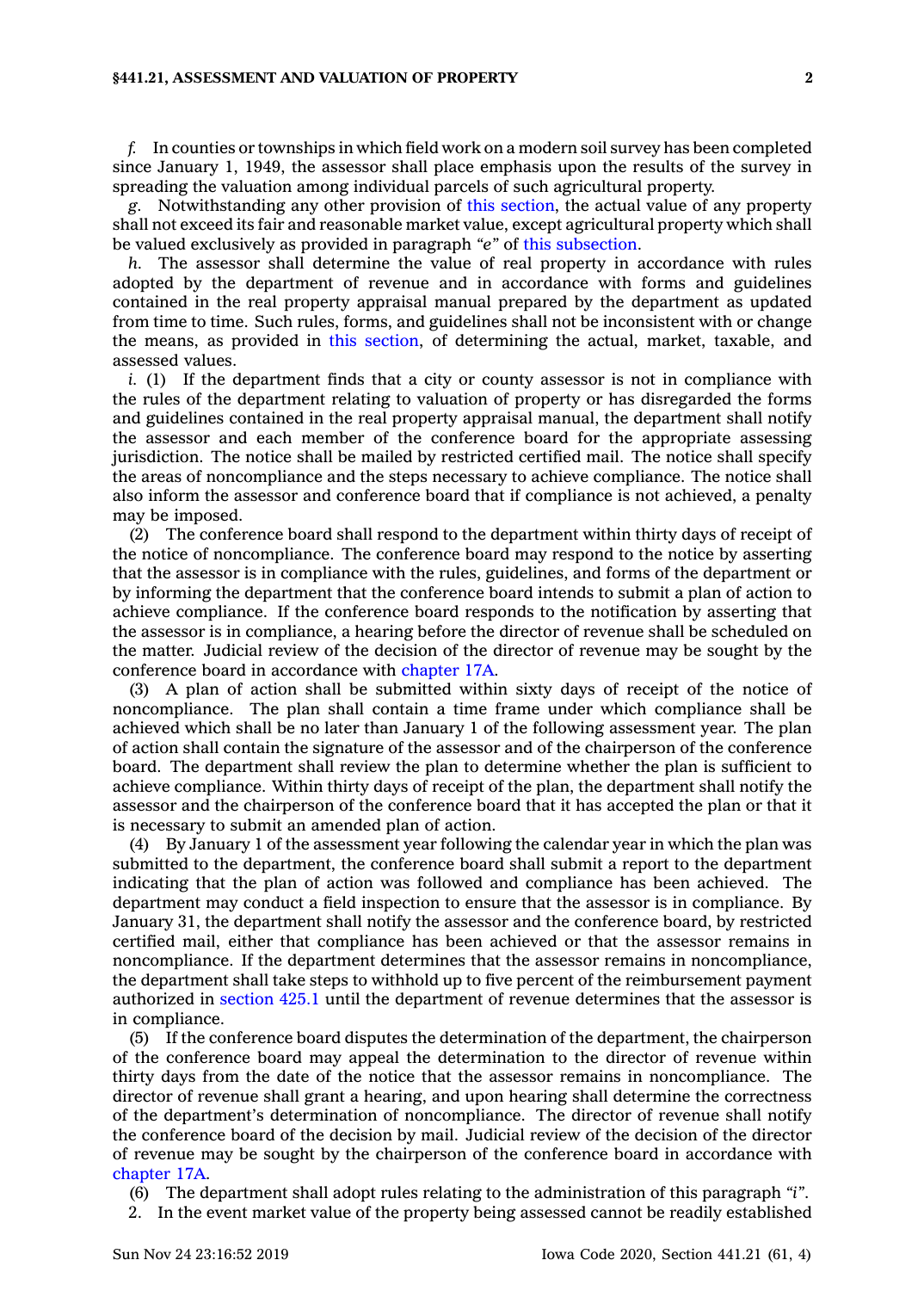*f.* In counties or townships in which field work on a modern soil survey has been completed since January 1, 1949, the assessor shall place emphasis upon the results of the survey in spreading the valuation among individual parcels of such agricultural property.

*g.* Notwithstanding any other provision of this section, the actual value of any property shall not exceed its fair and reasonable market value, except agricultural property which shall be valued exclusively as provided in paragraph *"e"* of this subsection.

*h.* The assessor shall determine the value of real property in accordance with rules adopted by the department of revenue and in accordance with forms and guidelines contained in the real property appraisal manual prepared by the department as updated from time to time. Such rules, forms, and guidelines shall not be inconsistent with or change the means, as provided in this section, of determining the actual, market, taxable, and assessed values.

*i.* (1) If the department finds that a city or county assessor is not in compliance with the rules of the department relating to valuation of property or has disregarded the forms and guidelines contained in the real property appraisal manual, the department shall notify the assessor and each member of the conference board for the appropriate assessing jurisdiction. The notice shall be mailed by restricted certified mail. The notice shall specify the areas of noncompliance and the steps necessary to achieve compliance. The notice shall also inform the assessor and conference board that if compliance is not achieved, a penalty may be imposed.

(2) The conference board shall respond to the department within thirty days of receipt of the notice of noncompliance. The conference board may respond to the notice by asserting that the assessor is in compliance with the rules, guidelines, and forms of the department or by informing the department that the conference board intends to submit a plan of action to achieve compliance. If the conference board responds to the notification by asserting that the assessor is in compliance, a hearing before the director of revenue shall be scheduled on the matter. Judicial review of the decision of the director of revenue may be sought by the conference board in accordance with chapter 17A.

(3) A plan of action shall be submitted within sixty days of receipt of the notice of noncompliance. The plan shall contain a time frame under which compliance shall be achieved which shall be no later than January 1 of the following assessment year. The plan of action shall contain the signature of the assessor and of the chairperson of the conference board. The department shall review the plan to determine whether the plan is sufficient to achieve compliance. Within thirty days of receipt of the plan, the department shall notify the assessor and the chairperson of the conference board that it has accepted the plan or that it is necessary to submit an amended plan of action.

(4) By January 1 of the assessment year following the calendar year in which the plan was submitted to the department, the conference board shall submit a report to the department indicating that the plan of action was followed and compliance has been achieved. The department may conduct a field inspection to ensure that the assessor is in compliance. By January 31, the department shall notify the assessor and the conference board, by restricted certified mail, either that compliance has been achieved or that the assessor remains in noncompliance. If the department determines that the assessor remains in noncompliance, the department shall take steps to withhold up to five percent of the reimbursement payment authorized in section 425.1 until the department of revenue determines that the assessor is in compliance.

(5) If the conference board disputes the determination of the department, the chairperson of the conference board may appeal the determination to the director of revenue within thirty days from the date of the notice that the assessor remains in noncompliance. The director of revenue shall grant a hearing, and upon hearing shall determine the correctness of the department's determination of noncompliance. The director of revenue shall notify the conference board of the decision by mail. Judicial review of the decision of the director of revenue may be sought by the chairperson of the conference board in accordance with chapter 17A.

(6) The department shall adopt rules relating to the administration of this paragraph *"i"*.

2. In the event market value of the property being assessed cannot be readily established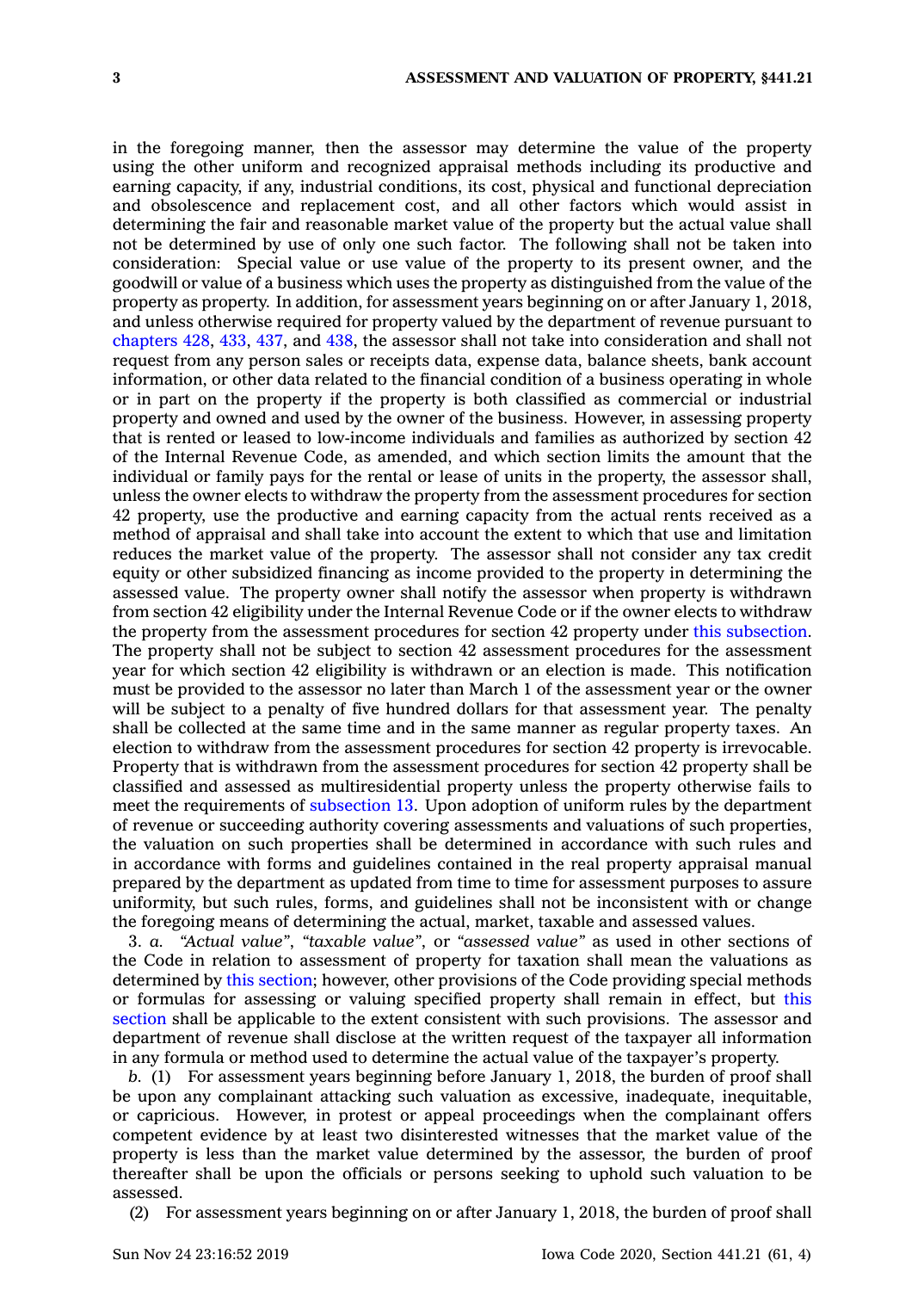in the foregoing manner, then the assessor may determine the value of the property using the other uniform and recognized appraisal methods including its productive and earning capacity, if any, industrial conditions, its cost, physical and functional depreciation and obsolescence and replacement cost, and all other factors which would assist in determining the fair and reasonable market value of the property but the actual value shall not be determined by use of only one such factor. The following shall not be taken into consideration: Special value or use value of the property to its present owner, and the goodwill or value of a business which uses the property as distinguished from the value of the property as property. In addition, for assessment years beginning on or after January 1, 2018, and unless otherwise required for property valued by the department of revenue pursuant to chapters 428, 433, 437, and 438, the assessor shall not take into consideration and shall not request from any person sales or receipts data, expense data, balance sheets, bank account information, or other data related to the financial condition of a business operating in whole or in part on the property if the property is both classified as commercial or industrial property and owned and used by the owner of the business. However, in assessing property that is rented or leased to low-income individuals and families as authorized by section 42 of the Internal Revenue Code, as amended, and which section limits the amount that the individual or family pays for the rental or lease of units in the property, the assessor shall, unless the owner elects to withdraw the property from the assessment procedures for section 42 property, use the productive and earning capacity from the actual rents received as a method of appraisal and shall take into account the extent to which that use and limitation reduces the market value of the property. The assessor shall not consider any tax credit equity or other subsidized financing as income provided to the property in determining the assessed value. The property owner shall notify the assessor when property is withdrawn from section 42 eligibility under the Internal Revenue Code or if the owner elects to withdraw the property from the assessment procedures for section 42 property under this subsection. The property shall not be subject to section 42 assessment procedures for the assessment year for which section 42 eligibility is withdrawn or an election is made. This notification must be provided to the assessor no later than March 1 of the assessment year or the owner will be subject to a penalty of five hundred dollars for that assessment year. The penalty shall be collected at the same time and in the same manner as regular property taxes. An election to withdraw from the assessment procedures for section 42 property is irrevocable. Property that is withdrawn from the assessment procedures for section 42 property shall be classified and assessed as multiresidential property unless the property otherwise fails to meet the requirements of subsection 13. Upon adoption of uniform rules by the department of revenue or succeeding authority covering assessments and valuations of such properties, the valuation on such properties shall be determined in accordance with such rules and in accordance with forms and guidelines contained in the real property appraisal manual prepared by the department as updated from time to time for assessment purposes to assure uniformity, but such rules, forms, and guidelines shall not be inconsistent with or change the foregoing means of determining the actual, market, taxable and assessed values.

3. *a.* *"Actual value"*, *"taxable value"*, or *"assessed value"* as used in other sections of the Code in relation to assessment of property for taxation shall mean the valuations as determined by this section; however, other provisions of the Code providing special methods or formulas for assessing or valuing specified property shall remain in effect, but this section shall be applicable to the extent consistent with such provisions. The assessor and department of revenue shall disclose at the written request of the taxpayer all information in any formula or method used to determine the actual value of the taxpayer's property.

*b.* (1) For assessment years beginning before January 1, 2018, the burden of proof shall be upon any complainant attacking such valuation as excessive, inadequate, inequitable, or capricious. However, in protest or appeal proceedings when the complainant offers competent evidence by at least two disinterested witnesses that the market value of the property is less than the market value determined by the assessor, the burden of proof thereafter shall be upon the officials or persons seeking to uphold such valuation to be assessed.

(2) For assessment years beginning on or after January 1, 2018, the burden of proof shall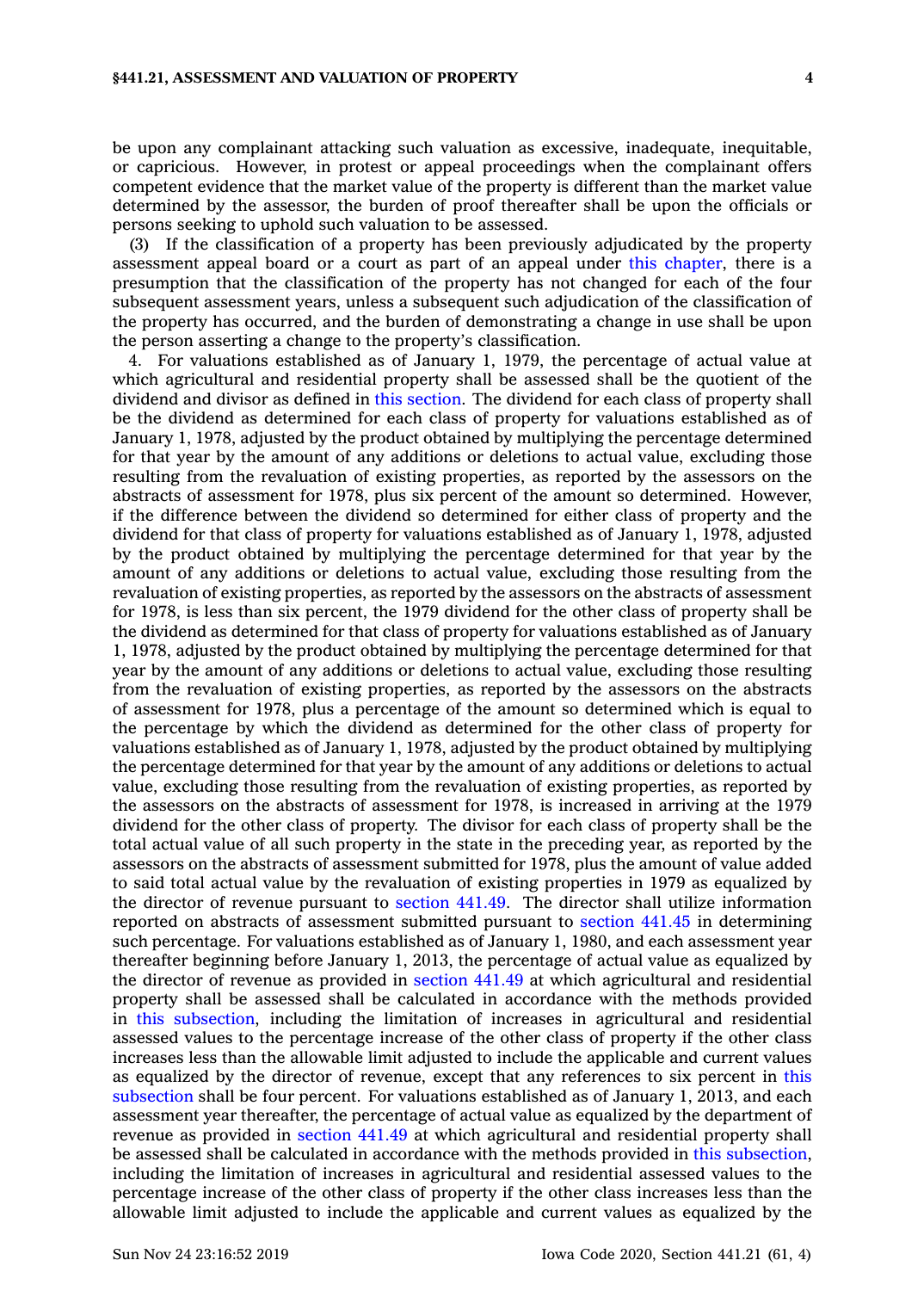be upon any complainant attacking such valuation as excessive, inadequate, inequitable, or capricious. However, in protest or appeal proceedings when the complainant offers competent evidence that the market value of the property is different than the market value determined by the assessor, the burden of proof thereafter shall be upon the officials or persons seeking to uphold such valuation to be assessed.

(3) If the classification of a property has been previously adjudicated by the property assessment appeal board or a court as part of an appeal under this chapter, there is a presumption that the classification of the property has not changed for each of the four subsequent assessment years, unless a subsequent such adjudication of the classification of the property has occurred, and the burden of demonstrating a change in use shall be upon the person asserting a change to the property's classification.

4. For valuations established as of January 1, 1979, the percentage of actual value at which agricultural and residential property shall be assessed shall be the quotient of the dividend and divisor as defined in this section. The dividend for each class of property shall be the dividend as determined for each class of property for valuations established as of January 1, 1978, adjusted by the product obtained by multiplying the percentage determined for that year by the amount of any additions or deletions to actual value, excluding those resulting from the revaluation of existing properties, as reported by the assessors on the abstracts of assessment for 1978, plus six percent of the amount so determined. However, if the difference between the dividend so determined for either class of property and the dividend for that class of property for valuations established as of January 1, 1978, adjusted by the product obtained by multiplying the percentage determined for that year by the amount of any additions or deletions to actual value, excluding those resulting from the revaluation of existing properties, as reported by the assessors on the abstracts of assessment for 1978, is less than six percent, the 1979 dividend for the other class of property shall be the dividend as determined for that class of property for valuations established as of January 1, 1978, adjusted by the product obtained by multiplying the percentage determined for that year by the amount of any additions or deletions to actual value, excluding those resulting from the revaluation of existing properties, as reported by the assessors on the abstracts of assessment for 1978, plus a percentage of the amount so determined which is equal to the percentage by which the dividend as determined for the other class of property for valuations established as of January 1, 1978, adjusted by the product obtained by multiplying the percentage determined for that year by the amount of any additions or deletions to actual value, excluding those resulting from the revaluation of existing properties, as reported by the assessors on the abstracts of assessment for 1978, is increased in arriving at the 1979 dividend for the other class of property. The divisor for each class of property shall be the total actual value of all such property in the state in the preceding year, as reported by the assessors on the abstracts of assessment submitted for 1978, plus the amount of value added to said total actual value by the revaluation of existing properties in 1979 as equalized by the director of revenue pursuant to section 441.49. The director shall utilize information reported on abstracts of assessment submitted pursuant to section 441.45 in determining such percentage. For valuations established as of January 1, 1980, and each assessment year thereafter beginning before January 1, 2013, the percentage of actual value as equalized by the director of revenue as provided in section 441.49 at which agricultural and residential property shall be assessed shall be calculated in accordance with the methods provided in this subsection, including the limitation of increases in agricultural and residential assessed values to the percentage increase of the other class of property if the other class increases less than the allowable limit adjusted to include the applicable and current values as equalized by the director of revenue, except that any references to six percent in this subsection shall be four percent. For valuations established as of January 1, 2013, and each assessment year thereafter, the percentage of actual value as equalized by the department of revenue as provided in section 441.49 at which agricultural and residential property shall be assessed shall be calculated in accordance with the methods provided in this subsection, including the limitation of increases in agricultural and residential assessed values to the percentage increase of the other class of property if the other class increases less than the allowable limit adjusted to include the applicable and current values as equalized by the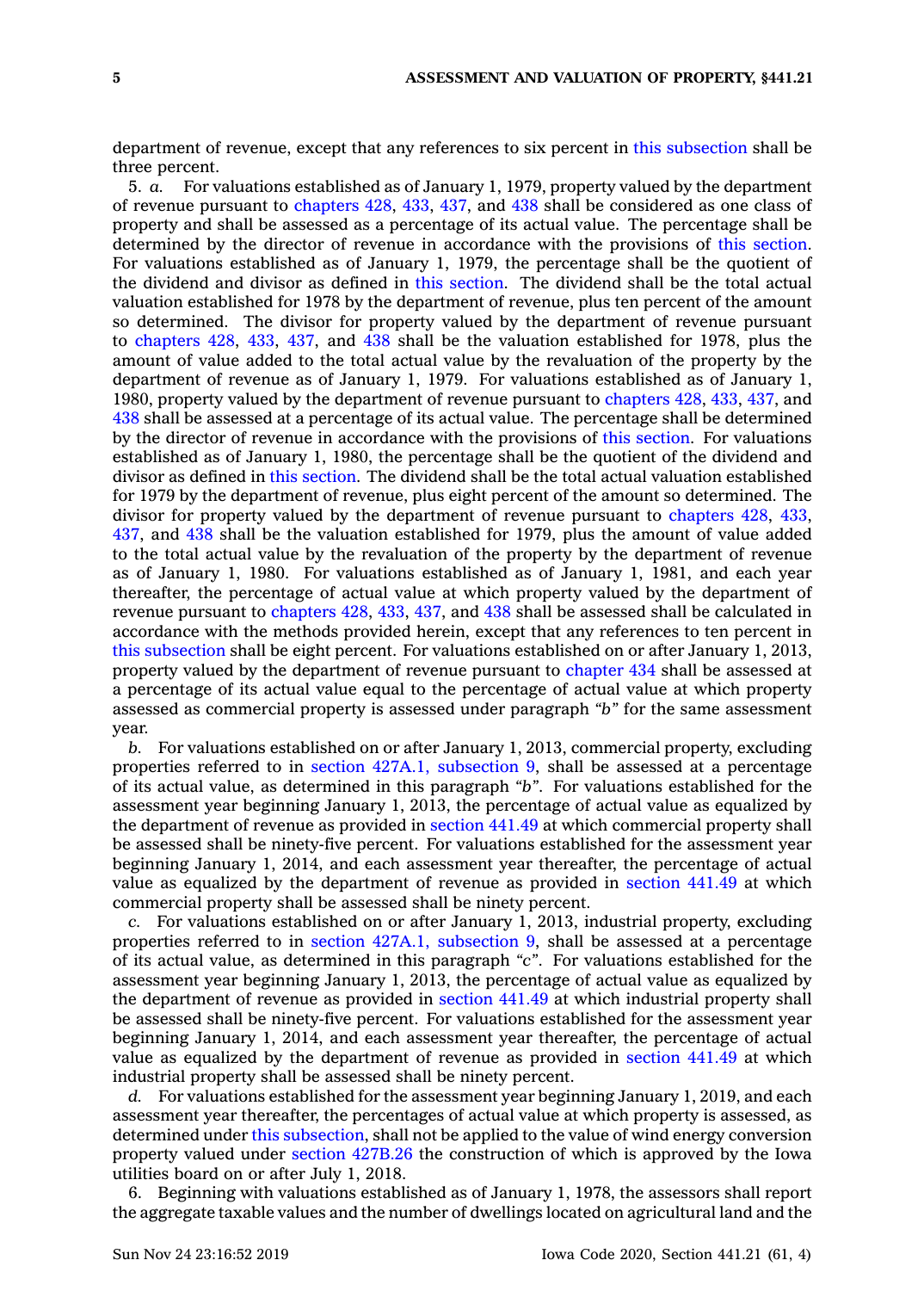department of revenue, except that any references to six percent in this subsection shall be three percent.

5. *a.* For valuations established as of January 1, 1979, property valued by the department of revenue pursuant to chapters 428, 433, 437, and 438 shall be considered as one class of property and shall be assessed as a percentage of its actual value. The percentage shall be determined by the director of revenue in accordance with the provisions of this section. For valuations established as of January 1, 1979, the percentage shall be the quotient of the dividend and divisor as defined in this section. The dividend shall be the total actual valuation established for 1978 by the department of revenue, plus ten percent of the amount so determined. The divisor for property valued by the department of revenue pursuant to chapters 428, 433, 437, and 438 shall be the valuation established for 1978, plus the amount of value added to the total actual value by the revaluation of the property by the department of revenue as of January 1, 1979. For valuations established as of January 1, 1980, property valued by the department of revenue pursuant to chapters 428, 433, 437, and 438 shall be assessed at a percentage of its actual value. The percentage shall be determined by the director of revenue in accordance with the provisions of this section. For valuations established as of January 1, 1980, the percentage shall be the quotient of the dividend and divisor as defined in this section. The dividend shall be the total actual valuation established for 1979 by the department of revenue, plus eight percent of the amount so determined. The divisor for property valued by the department of revenue pursuant to chapters 428, 433, 437, and 438 shall be the valuation established for 1979, plus the amount of value added to the total actual value by the revaluation of the property by the department of revenue as of January 1, 1980. For valuations established as of January 1, 1981, and each year thereafter, the percentage of actual value at which property valued by the department of revenue pursuant to chapters 428, 433, 437, and 438 shall be assessed shall be calculated in accordance with the methods provided herein, except that any references to ten percent in this subsection shall be eight percent. For valuations established on or after January 1, 2013, property valued by the department of revenue pursuant to chapter 434 shall be assessed at a percentage of its actual value equal to the percentage of actual value at which property assessed as commercial property is assessed under paragraph *"b"* for the same assessment year.

*b.* For valuations established on or after January 1, 2013, commercial property, excluding properties referred to in section 427A.1, subsection 9, shall be assessed at a percentage of its actual value, as determined in this paragraph *"b"*. For valuations established for the assessment year beginning January 1, 2013, the percentage of actual value as equalized by the department of revenue as provided in section 441.49 at which commercial property shall be assessed shall be ninety-five percent. For valuations established for the assessment year beginning January 1, 2014, and each assessment year thereafter, the percentage of actual value as equalized by the department of revenue as provided in section 441.49 at which commercial property shall be assessed shall be ninety percent.

*c.* For valuations established on or after January 1, 2013, industrial property, excluding properties referred to in section 427A.1, subsection 9, shall be assessed at a percentage of its actual value, as determined in this paragraph *"c"*. For valuations established for the assessment year beginning January 1, 2013, the percentage of actual value as equalized by the department of revenue as provided in section 441.49 at which industrial property shall be assessed shall be ninety-five percent. For valuations established for the assessment year beginning January 1, 2014, and each assessment year thereafter, the percentage of actual value as equalized by the department of revenue as provided in section 441.49 at which industrial property shall be assessed shall be ninety percent.

*d.* For valuations established for the assessment year beginning January 1, 2019, and each assessment year thereafter, the percentages of actual value at which property is assessed, as determined under this subsection, shall not be applied to the value of wind energy conversion property valued under section 427B.26 the construction of which is approved by the Iowa utilities board on or after July 1, 2018.

6. Beginning with valuations established as of January 1, 1978, the assessors shall report the aggregate taxable values and the number of dwellings located on agricultural land and the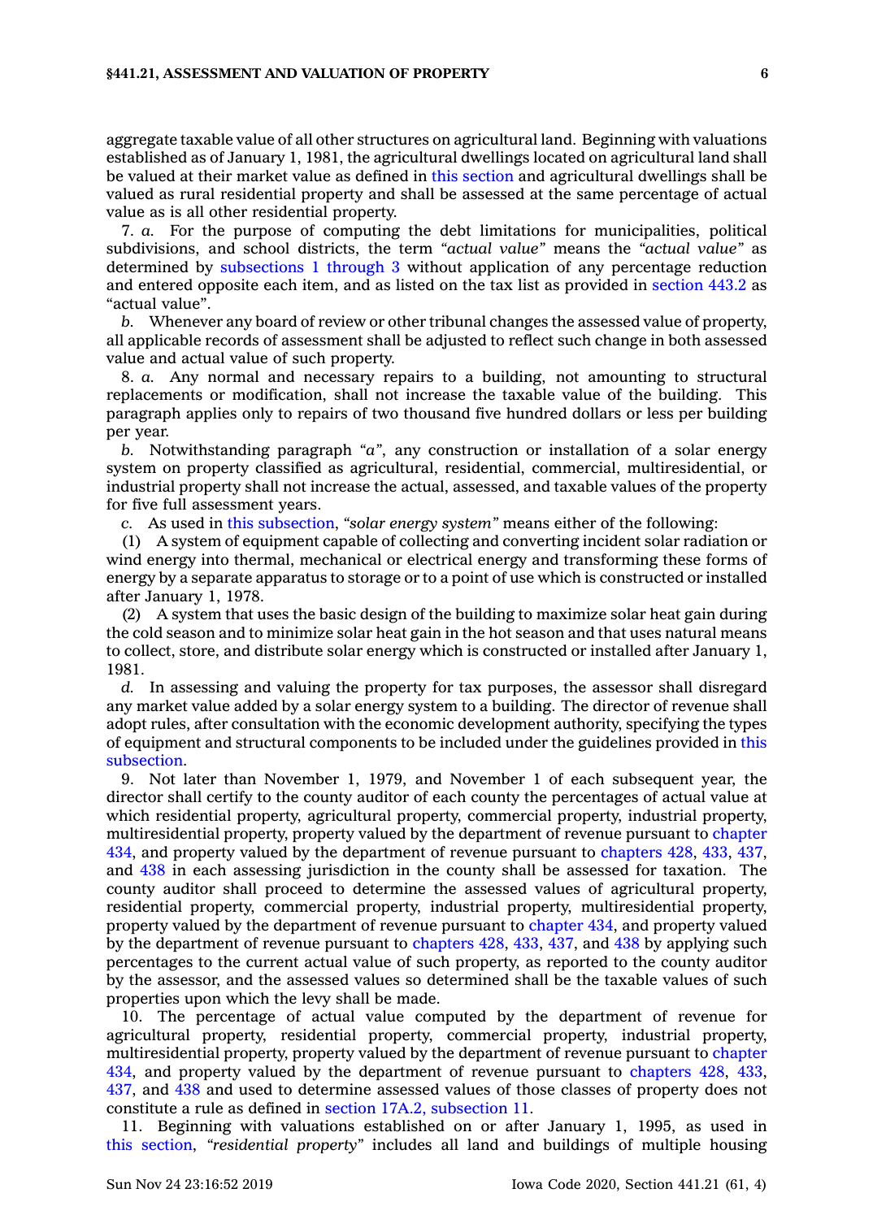aggregate taxable value of all other structures on agricultural land. Beginning with valuations established as of January 1, 1981, the agricultural dwellings located on agricultural land shall be valued at their market value as defined in this section and agricultural dwellings shall be valued as rural residential property and shall be assessed at the same percentage of actual value as is all other residential property.

7. *a.* For the purpose of computing the debt limitations for municipalities, political subdivisions, and school districts, the term *"actual value"* means the *"actual value"* as determined by subsections 1 through 3 without application of any percentage reduction and entered opposite each item, and as listed on the tax list as provided in section 443.2 as "actual value".

*b.* Whenever any board of review or other tribunal changes the assessed value of property, all applicable records of assessment shall be adjusted to reflect such change in both assessed value and actual value of such property.

8. *a.* Any normal and necessary repairs to a building, not amounting to structural replacements or modification, shall not increase the taxable value of the building. This paragraph applies only to repairs of two thousand five hundred dollars or less per building per year.

*b.* Notwithstanding paragraph *"a"*, any construction or installation of a solar energy system on property classified as agricultural, residential, commercial, multiresidential, or industrial property shall not increase the actual, assessed, and taxable values of the property for five full assessment years.

*c.* As used in this subsection, *"solar energy system"* means either of the following:

(1) A system of equipment capable of collecting and converting incident solar radiation or wind energy into thermal, mechanical or electrical energy and transforming these forms of energy by a separate apparatus to storage or to a point of use which is constructed or installed after January 1, 1978.

(2) A system that uses the basic design of the building to maximize solar heat gain during the cold season and to minimize solar heat gain in the hot season and that uses natural means to collect, store, and distribute solar energy which is constructed or installed after January 1, 1981.

*d.* In assessing and valuing the property for tax purposes, the assessor shall disregard any market value added by a solar energy system to a building. The director of revenue shall adopt rules, after consultation with the economic development authority, specifying the types of equipment and structural components to be included under the guidelines provided in this subsection.

9. Not later than November 1, 1979, and November 1 of each subsequent year, the director shall certify to the county auditor of each county the percentages of actual value at which residential property, agricultural property, commercial property, industrial property, multiresidential property, property valued by the department of revenue pursuant to chapter 434, and property valued by the department of revenue pursuant to chapters 428, 433, 437, and 438 in each assessing jurisdiction in the county shall be assessed for taxation. The county auditor shall proceed to determine the assessed values of agricultural property, residential property, commercial property, industrial property, multiresidential property, property valued by the department of revenue pursuant to chapter 434, and property valued by the department of revenue pursuant to chapters 428, 433, 437, and 438 by applying such percentages to the current actual value of such property, as reported to the county auditor by the assessor, and the assessed values so determined shall be the taxable values of such properties upon which the levy shall be made.

10. The percentage of actual value computed by the department of revenue for agricultural property, residential property, commercial property, industrial property, multiresidential property, property valued by the department of revenue pursuant to chapter 434, and property valued by the department of revenue pursuant to chapters 428, 433, 437, and 438 and used to determine assessed values of those classes of property does not constitute a rule as defined in section 17A.2, subsection 11.

11. Beginning with valuations established on or after January 1, 1995, as used in this section, *"residential property"* includes all land and buildings of multiple housing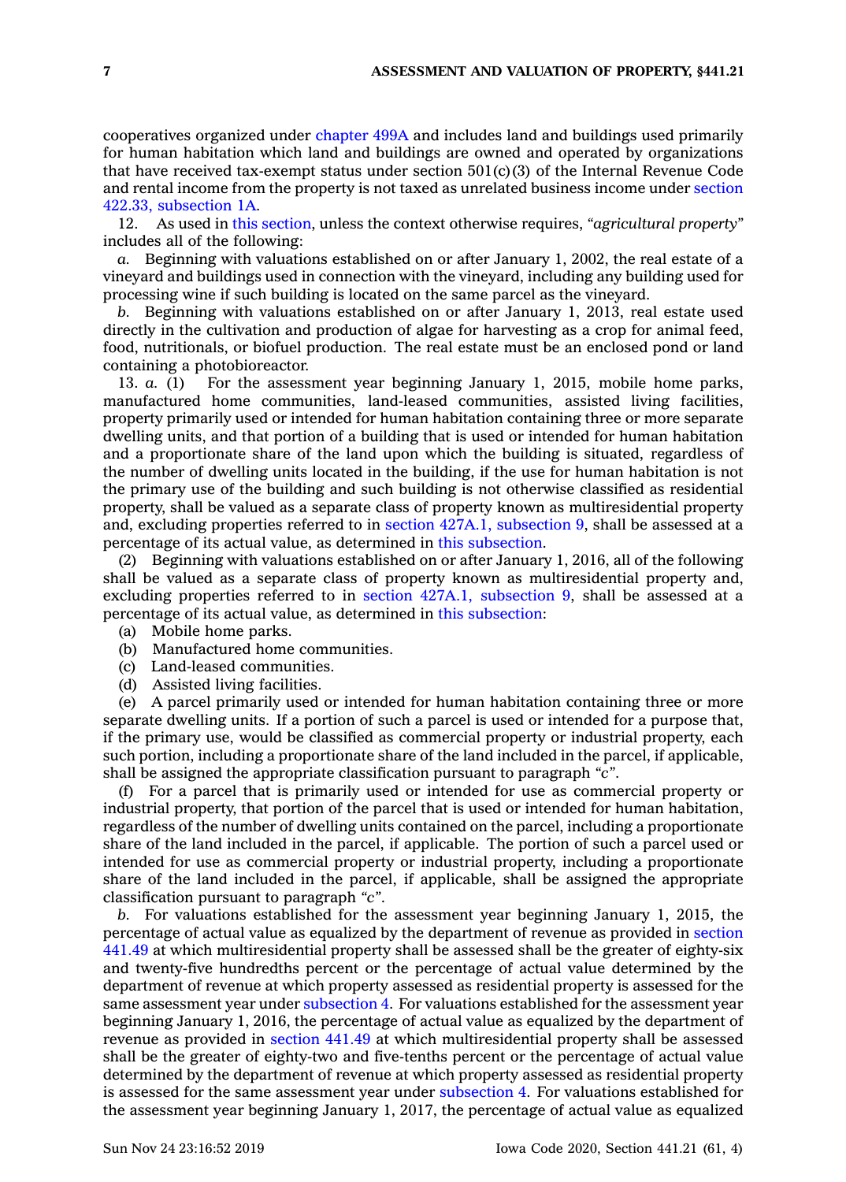cooperatives organized under chapter 499A and includes land and buildings used primarily for human habitation which land and buildings are owned and operated by organizations that have received tax-exempt status under section 501(c)(3) of the Internal Revenue Code and rental income from the property is not taxed as unrelated business income under section 422.33, subsection 1A.

12. As used in this section, unless the context otherwise requires, *"agricultural property"* includes all of the following:

*a.* Beginning with valuations established on or after January 1, 2002, the real estate of a vineyard and buildings used in connection with the vineyard, including any building used for processing wine if such building is located on the same parcel as the vineyard.

*b.* Beginning with valuations established on or after January 1, 2013, real estate used directly in the cultivation and production of algae for harvesting as a crop for animal feed, food, nutritionals, or biofuel production. The real estate must be an enclosed pond or land containing a photobioreactor.

13. *a.* (1) For the assessment year beginning January 1, 2015, mobile home parks, manufactured home communities, land-leased communities, assisted living facilities, property primarily used or intended for human habitation containing three or more separate dwelling units, and that portion of a building that is used or intended for human habitation and a proportionate share of the land upon which the building is situated, regardless of the number of dwelling units located in the building, if the use for human habitation is not the primary use of the building and such building is not otherwise classified as residential property, shall be valued as a separate class of property known as multiresidential property and, excluding properties referred to in section 427A.1, subsection 9, shall be assessed at a percentage of its actual value, as determined in this subsection.

(2) Beginning with valuations established on or after January 1, 2016, all of the following shall be valued as a separate class of property known as multiresidential property and, excluding properties referred to in section 427A.1, subsection 9, shall be assessed at a percentage of its actual value, as determined in this subsection:

(a) Mobile home parks.

(b) Manufactured home communities.

(c) Land-leased communities.

(d) Assisted living facilities.

(e) A parcel primarily used or intended for human habitation containing three or more separate dwelling units. If a portion of such a parcel is used or intended for a purpose that, if the primary use, would be classified as commercial property or industrial property, each such portion, including a proportionate share of the land included in the parcel, if applicable, shall be assigned the appropriate classification pursuant to paragraph *"c"*.

(f) For a parcel that is primarily used or intended for use as commercial property or industrial property, that portion of the parcel that is used or intended for human habitation, regardless of the number of dwelling units contained on the parcel, including a proportionate share of the land included in the parcel, if applicable. The portion of such a parcel used or intended for use as commercial property or industrial property, including a proportionate share of the land included in the parcel, if applicable, shall be assigned the appropriate classification pursuant to paragraph *"c"*.

*b.* For valuations established for the assessment year beginning January 1, 2015, the percentage of actual value as equalized by the department of revenue as provided in section 441.49 at which multiresidential property shall be assessed shall be the greater of eighty-six and twenty-five hundredths percent or the percentage of actual value determined by the department of revenue at which property assessed as residential property is assessed for the same assessment year under subsection 4. For valuations established for the assessment year beginning January 1, 2016, the percentage of actual value as equalized by the department of revenue as provided in section 441.49 at which multiresidential property shall be assessed shall be the greater of eighty-two and five-tenths percent or the percentage of actual value determined by the department of revenue at which property assessed as residential property is assessed for the same assessment year under subsection 4. For valuations established for the assessment year beginning January 1, 2017, the percentage of actual value as equalized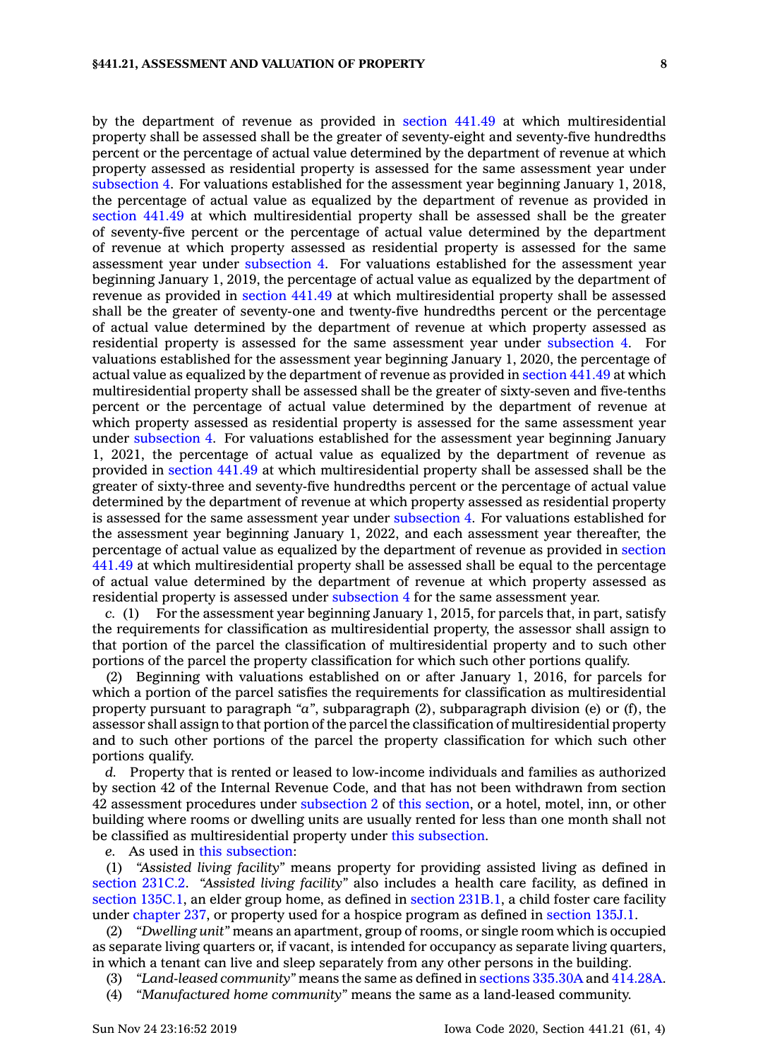by the department of revenue as provided in section 441.49 at which multiresidential property shall be assessed shall be the greater of seventy-eight and seventy-five hundredths percent or the percentage of actual value determined by the department of revenue at which property assessed as residential property is assessed for the same assessment year under subsection 4. For valuations established for the assessment year beginning January 1, 2018, the percentage of actual value as equalized by the department of revenue as provided in section 441.49 at which multiresidential property shall be assessed shall be the greater of seventy-five percent or the percentage of actual value determined by the department of revenue at which property assessed as residential property is assessed for the same assessment year under subsection 4. For valuations established for the assessment year beginning January 1, 2019, the percentage of actual value as equalized by the department of revenue as provided in section 441.49 at which multiresidential property shall be assessed shall be the greater of seventy-one and twenty-five hundredths percent or the percentage of actual value determined by the department of revenue at which property assessed as residential property is assessed for the same assessment year under subsection 4. For valuations established for the assessment year beginning January 1, 2020, the percentage of actual value as equalized by the department of revenue as provided in section 441.49 at which multiresidential property shall be assessed shall be the greater of sixty-seven and five-tenths percent or the percentage of actual value determined by the department of revenue at which property assessed as residential property is assessed for the same assessment year under subsection 4. For valuations established for the assessment year beginning January 1, 2021, the percentage of actual value as equalized by the department of revenue as provided in section 441.49 at which multiresidential property shall be assessed shall be the greater of sixty-three and seventy-five hundredths percent or the percentage of actual value determined by the department of revenue at which property assessed as residential property is assessed for the same assessment year under subsection 4. For valuations established for the assessment year beginning January 1, 2022, and each assessment year thereafter, the percentage of actual value as equalized by the department of revenue as provided in section 441.49 at which multiresidential property shall be assessed shall be equal to the percentage of actual value determined by the department of revenue at which property assessed as residential property is assessed under subsection 4 for the same assessment year.

*c.* (1) For the assessment year beginning January 1, 2015, for parcels that, in part, satisfy the requirements for classification as multiresidential property, the assessor shall assign to that portion of the parcel the classification of multiresidential property and to such other portions of the parcel the property classification for which such other portions qualify.

(2) Beginning with valuations established on or after January 1, 2016, for parcels for which a portion of the parcel satisfies the requirements for classification as multiresidential property pursuant to paragraph *"a"*, subparagraph (2), subparagraph division (e) or (f), the assessor shall assign to that portion of the parcel the classification of multiresidential property and to such other portions of the parcel the property classification for which such other portions qualify.

*d.* Property that is rented or leased to low-income individuals and families as authorized by section 42 of the Internal Revenue Code, and that has not been withdrawn from section 42 assessment procedures under subsection 2 of this section, or a hotel, motel, inn, or other building where rooms or dwelling units are usually rented for less than one month shall not be classified as multiresidential property under this subsection.

*e.* As used in this subsection:

(1) *"Assisted living facility"* means property for providing assisted living as defined in section 231C.2. *"Assisted living facility"* also includes a health care facility, as defined in section 135C.1, an elder group home, as defined in section 231B.1, a child foster care facility under chapter 237, or property used for a hospice program as defined in section 135J.1.

(2) *"Dwelling unit"* means an apartment, group of rooms, or single room which is occupied as separate living quarters or, if vacant, is intended for occupancy as separate living quarters, in which a tenant can live and sleep separately from any other persons in the building.

(3) *"Land-leased community"* means the same as defined in sections 335.30A and 414.28A.

(4) *"Manufactured home community"* means the same as a land-leased community.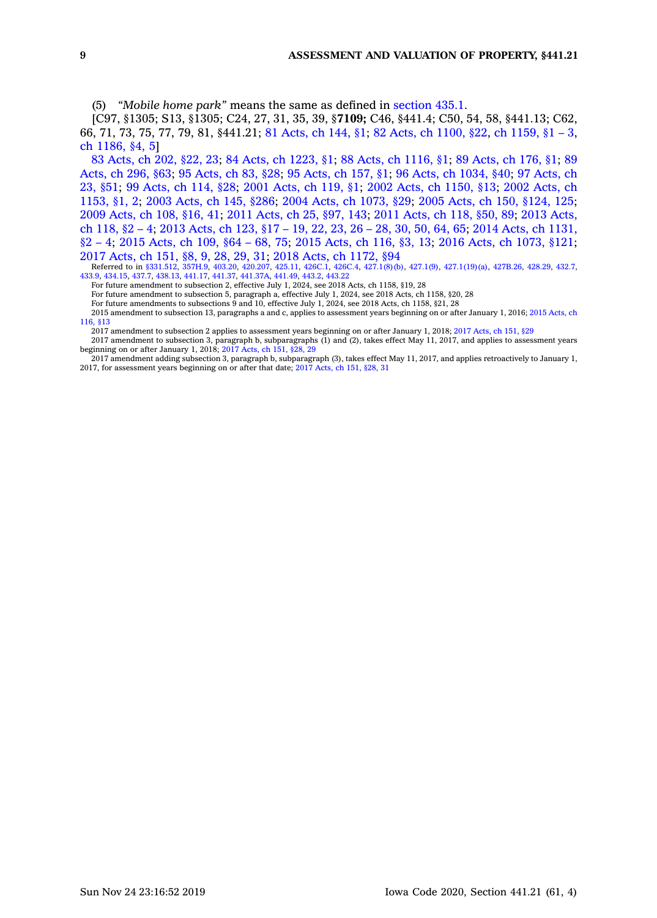(5) *"Mobile home park"* means the same as defined in section 435.1.

[C97, §1305; S13, §1305; C24, 27, 31, 35, 39, §**7109;** C46, §441.4; C50, 54, 58, §441.13; C62, 66, 71, 73, 75, 77, 79, 81, §441.21; 81 Acts, ch 144, §1; 82 Acts, ch 1100, §22, ch 1159, §1 – 3, ch 1186, §4, 5]

83 Acts, ch 202, §22, 23; 84 Acts, ch 1223, §1; 88 Acts, ch 1116, §1; 89 Acts, ch 176, §1; 89 Acts, ch 296, §63; 95 Acts, ch 83, §28; 95 Acts, ch 157, §1; 96 Acts, ch 1034, §40; 97 Acts, ch 23, §51; 99 Acts, ch 114, §28; 2001 Acts, ch 119, §1; 2002 Acts, ch 1150, §13; 2002 Acts, ch 1153, §1, 2; 2003 Acts, ch 145, §286; 2004 Acts, ch 1073, §29; 2005 Acts, ch 150, §124, 125; 2009 Acts, ch 108, §16, 41; 2011 Acts, ch 25, §97, 143; 2011 Acts, ch 118, §50, 89; 2013 Acts, ch 118, §2 – 4; 2013 Acts, ch 123, §17 – 19, 22, 23, 26 – 28, 30, 50, 64, 65; 2014 Acts, ch 1131, §2 – 4; 2015 Acts, ch 109, §64 – 68, 75; 2015 Acts, ch 116, §3, 13; 2016 Acts, ch 1073, §121; 2017 Acts, ch 151, §8, 9, 28, 29, 31; 2018 Acts, ch 1172, §94

Referred to in §331.512, 357H.9, 403.20, 420.207, 425.11, 426C.1, 426C.4, 427.1(8)(b), 427.1(9), 427.1(19)(a), 427B.26, 428.29, 432.7, 433.9, 434.15, 437.7, 438.13, 441.17, 441.37, 441.37A, 441.49, 443.2, 443.22

For future amendment to subsection 2, effective July 1, 2024, see 2018 Acts, ch 1158, §19, 28

For future amendment to subsection 5, paragraph a, effective July 1, 2024, see 2018 Acts, ch 1158, §20, 28

For future amendments to subsections 9 and 10, effective July 1, 2024, see 2018 Acts, ch 1158, §21, 28

2015 amendment to subsection 13, paragraphs a and c, applies to assessment years beginning on or after January 1, 2016; 2015 Acts, ch 116, §13

2017 amendment to subsection 2 applies to assessment years beginning on or after January 1, 2018; 2017 Acts, ch 151, §29

2017 amendment to subsection 3, paragraph b, subparagraphs (1) and (2), takes effect May 11, 2017, and applies to assessment years beginning on or after January 1, 2018; 2017 Acts, ch 151, §28, 29

2017 amendment adding subsection 3, paragraph b, subparagraph (3), takes effect May 11, 2017, and applies retroactively to January 1, 2017, for assessment years beginning on or after that date; 2017 Acts, ch 151, §28, 31